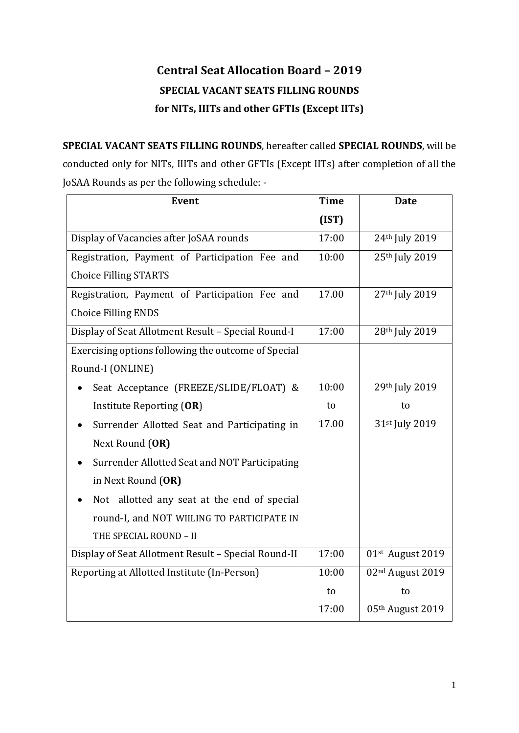# Central Seat Allocation Board – 2019

## SPECIAL VACANT SEATS FILLING ROUNDS

## for NITs, IIITs and other GFTIs (Except IITs)

**SPECIAL VACANT SEATS FILLING ROUNDS**, hereafter called **SPECIAL ROUNDS**, will be conducted only for NITs, IIITs and other GFTIs (Except IITs) after completion of all the JoSAA Rounds as per the following schedule: -

| Event | Time (IST) | Date |
|---|---|---|
| Display of Vacancies after JoSAA rounds | 17:00 | 24th July 2019 |
| Registration, Payment of Participation Fee and Choice Filling STARTS | 10:00 | 25th July 2019 |
| Registration, Payment of Participation Fee and Choice Filling ENDS | 17.00 | 27th July 2019 |
| Display of Seat Allotment Result – Special Round-I | 17:00 | 28th July 2019 |
| Exercising options following the outcome of Special Round-I (ONLINE)<br>• Seat Acceptance (FREEZE/SLIDE/FLOAT) & Institute Reporting (**OR**)<br>• Surrender Allotted Seat and Participating in Next Round (**OR)**<br>• Surrender Allotted Seat and NOT Participating in Next Round (**OR)**<br>• Not allotted any seat at the end of special round-I, and NOT WIILING TO PARTICIPATE IN THE SPECIAL ROUND – II | 10:00 to 17.00 | 29th July 2019 to 31st July 2019 |
| Display of Seat Allotment Result – Special Round-II | 17:00 | 01st August 2019 |
| Reporting at Allotted Institute (In-Person) | 10:00 to 17:00 | 02nd August 2019 to 05th August 2019 |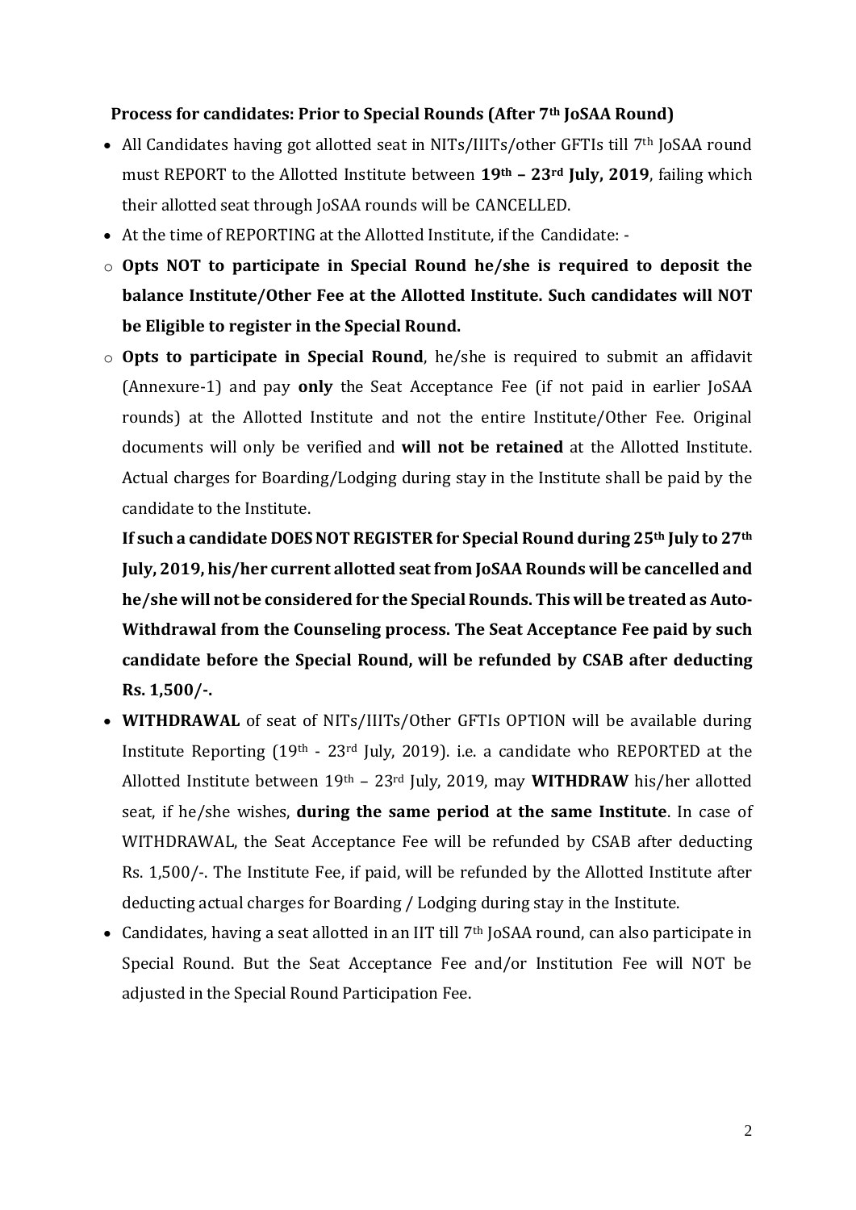**Process for candidates: Prior to Special Rounds (After 7th JoSAA Round)**

- All Candidates having got allotted seat in NITs/IIITs/other GFTIs till 7th JoSAA round must REPORT to the Allotted Institute between **19th – 23rd July, 2019**, failing which their allotted seat through JoSAA rounds will be CANCELLED.
- At the time of REPORTING at the Allotted Institute, if the Candidate: -
  - **Opts NOT to participate in Special Round he/she is required to deposit the balance Institute/Other Fee at the Allotted Institute. Such candidates will NOT be Eligible to register in the Special Round.**
  - **Opts to participate in Special Round**, he/she is required to submit an affidavit (Annexure-1) and pay **only** the Seat Acceptance Fee (if not paid in earlier JoSAA rounds) at the Allotted Institute and not the entire Institute/Other Fee. Original documents will only be verified and **will not be retained** at the Allotted Institute. Actual charges for Boarding/Lodging during stay in the Institute shall be paid by the candidate to the Institute.

    **If such a candidate DOES NOT REGISTER for Special Round during 25th July to 27th July, 2019, his/her current allotted seat from JoSAA Rounds will be cancelled and he/she will not be considered for the Special Rounds. This will be treated as Auto-Withdrawal from the Counseling process. The Seat Acceptance Fee paid by such candidate before the Special Round, will be refunded by CSAB after deducting Rs. 1,500/-.**
- **WITHDRAWAL** of seat of NITs/IIITs/Other GFTIs OPTION will be available during Institute Reporting (19th - 23rd July, 2019). i.e. a candidate who REPORTED at the Allotted Institute between 19th – 23rd July, 2019, may **WITHDRAW** his/her allotted seat, if he/she wishes, **during the same period at the same Institute**. In case of WITHDRAWAL, the Seat Acceptance Fee will be refunded by CSAB after deducting Rs. 1,500/-. The Institute Fee, if paid, will be refunded by the Allotted Institute after deducting actual charges for Boarding / Lodging during stay in the Institute.
- Candidates, having a seat allotted in an IIT till 7th JoSAA round, can also participate in Special Round. But the Seat Acceptance Fee and/or Institution Fee will NOT be adjusted in the Special Round Participation Fee.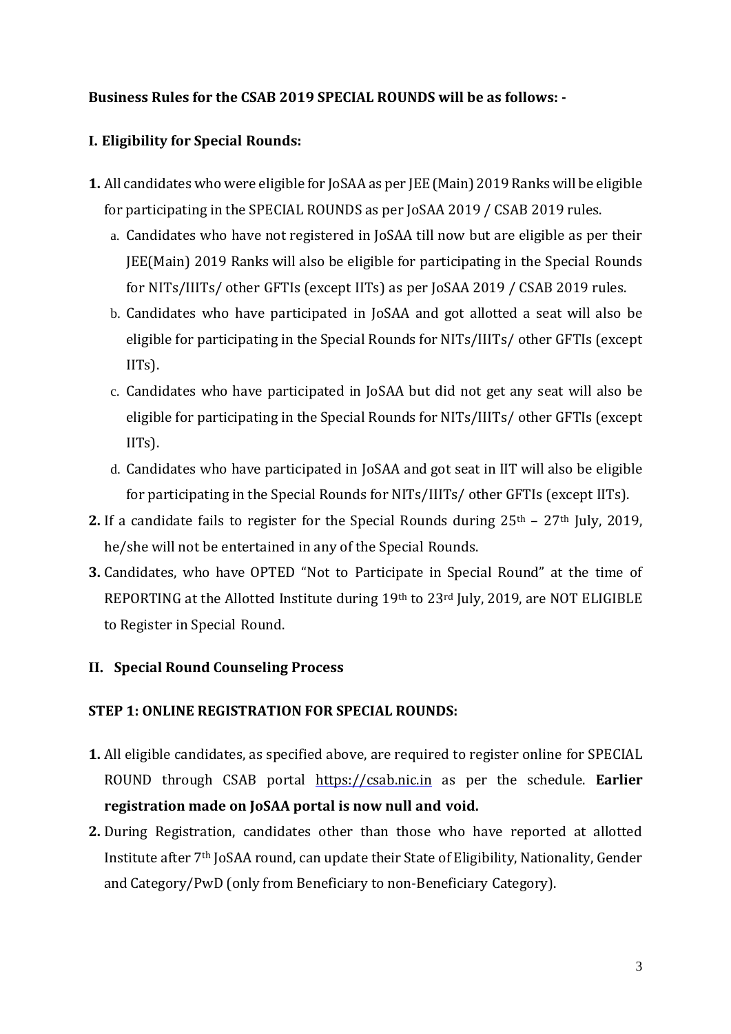**Business Rules for the CSAB 2019 SPECIAL ROUNDS will be as follows: -**

**I. Eligibility for Special Rounds:**

**1.** All candidates who were eligible for JoSAA as per JEE (Main) 2019 Ranks will be eligible for participating in the SPECIAL ROUNDS as per JoSAA 2019 / CSAB 2019 rules.

   a. Candidates who have not registered in JoSAA till now but are eligible as per their JEE(Main) 2019 Ranks will also be eligible for participating in the Special Rounds for NITs/IIITs/ other GFTIs (except IITs) as per JoSAA 2019 / CSAB 2019 rules.

   b. Candidates who have participated in JoSAA and got allotted a seat will also be eligible for participating in the Special Rounds for NITs/IIITs/ other GFTIs (except IITs).

   c. Candidates who have participated in JoSAA but did not get any seat will also be eligible for participating in the Special Rounds for NITs/IIITs/ other GFTIs (except IITs).

   d. Candidates who have participated in JoSAA and got seat in IIT will also be eligible for participating in the Special Rounds for NITs/IIITs/ other GFTIs (except IITs).

**2.** If a candidate fails to register for the Special Rounds during 25th – 27th July, 2019, he/she will not be entertained in any of the Special Rounds.

**3.** Candidates, who have OPTED "Not to Participate in Special Round" at the time of REPORTING at the Allotted Institute during 19th to 23rd July, 2019, are NOT ELIGIBLE to Register in Special Round.

**II. Special Round Counseling Process**

**STEP 1: ONLINE REGISTRATION FOR SPECIAL ROUNDS:**

**1.** All eligible candidates, as specified above, are required to register online for SPECIAL ROUND through CSAB portal https://csab.nic.in as per the schedule. **Earlier registration made on JoSAA portal is now null and void.**

**2.** During Registration, candidates other than those who have reported at allotted Institute after 7th JoSAA round, can update their State of Eligibility, Nationality, Gender and Category/PwD (only from Beneficiary to non-Beneficiary Category).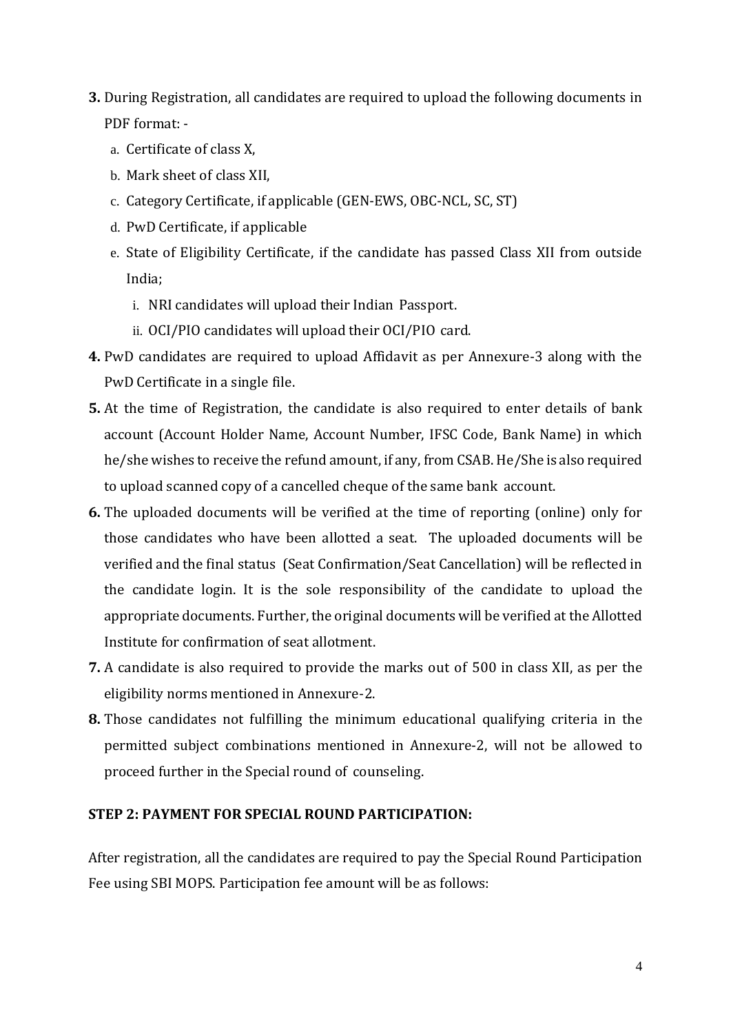**3.** During Registration, all candidates are required to upload the following documents in PDF format: -

   a. Certificate of class X,
   b. Mark sheet of class XII,
   c. Category Certificate, if applicable (GEN-EWS, OBC-NCL, SC, ST)
   d. PwD Certificate, if applicable
   e. State of Eligibility Certificate, if the candidate has passed Class XII from outside India;
      i. NRI candidates will upload their Indian Passport.
      ii. OCI/PIO candidates will upload their OCI/PIO card.

**4.** PwD candidates are required to upload Affidavit as per Annexure-3 along with the PwD Certificate in a single file.

**5.** At the time of Registration, the candidate is also required to enter details of bank account (Account Holder Name, Account Number, IFSC Code, Bank Name) in which he/she wishes to receive the refund amount, if any, from CSAB. He/She is also required to upload scanned copy of a cancelled cheque of the same bank account.

**6.** The uploaded documents will be verified at the time of reporting (online) only for those candidates who have been allotted a seat. The uploaded documents will be verified and the final status (Seat Confirmation/Seat Cancellation) will be reflected in the candidate login. It is the sole responsibility of the candidate to upload the appropriate documents. Further, the original documents will be verified at the Allotted Institute for confirmation of seat allotment.

**7.** A candidate is also required to provide the marks out of 500 in class XII, as per the eligibility norms mentioned in Annexure-2.

**8.** Those candidates not fulfilling the minimum educational qualifying criteria in the permitted subject combinations mentioned in Annexure-2, will not be allowed to proceed further in the Special round of counseling.

**STEP 2: PAYMENT FOR SPECIAL ROUND PARTICIPATION:**

After registration, all the candidates are required to pay the Special Round Participation Fee using SBI MOPS. Participation fee amount will be as follows: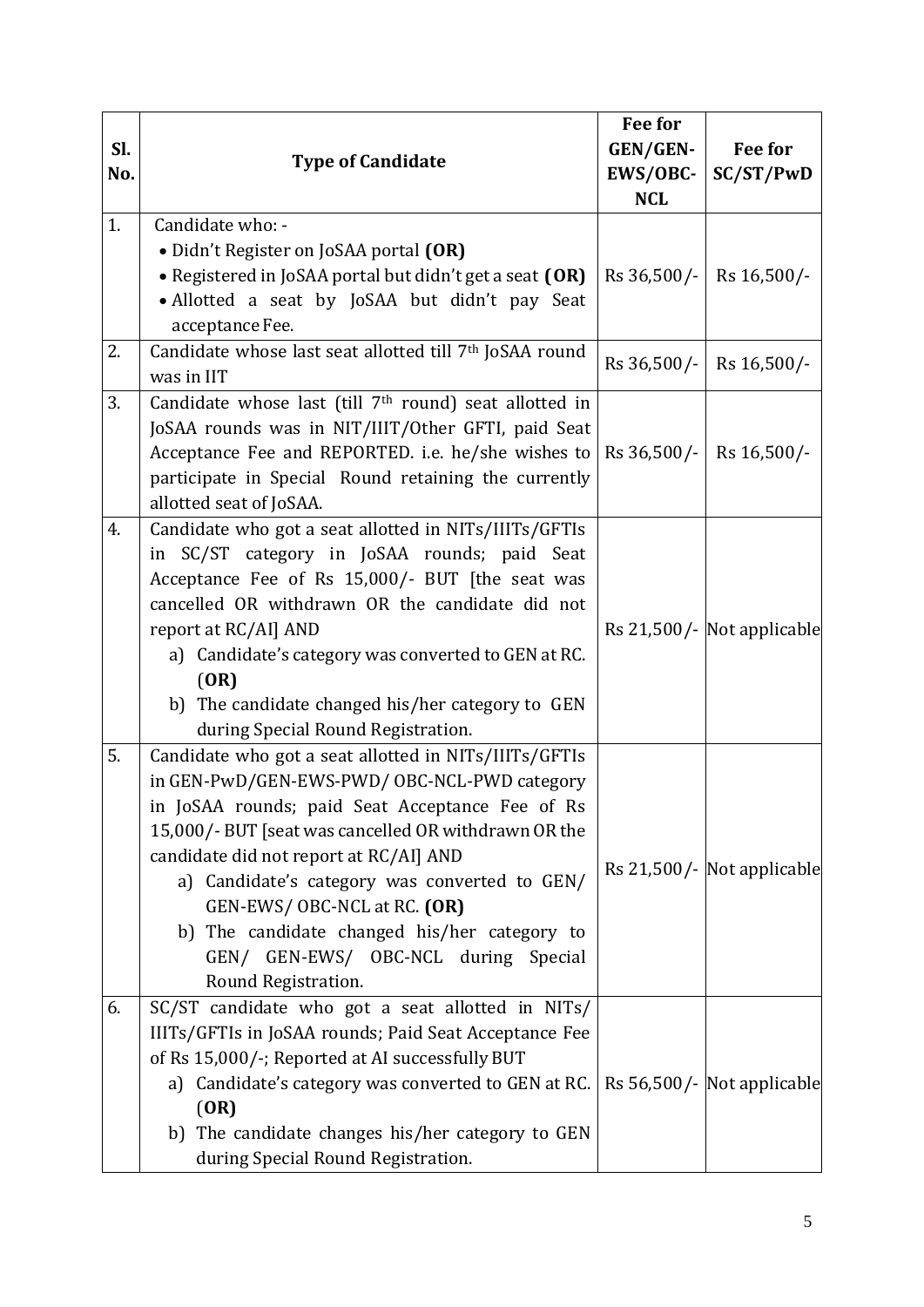| Sl. No. | Type of Candidate | Fee for GEN/GEN-EWS/OBC-NCL | Fee for SC/ST/PwD |
|---|---|---|---|
| 1. | Candidate who: -<br>• Didn't Register on JoSAA portal **(OR)**<br>• Registered in JoSAA portal but didn't get a seat **(OR)**<br>• Allotted a seat by JoSAA but didn't pay Seat acceptance Fee. | Rs 36,500/- | Rs 16,500/- |
| 2. | Candidate whose last seat allotted till 7th JoSAA round was in IIT | Rs 36,500/- | Rs 16,500/- |
| 3. | Candidate whose last (till 7th round) seat allotted in JoSAA rounds was in NIT/IIIT/Other GFTI, paid Seat Acceptance Fee and REPORTED. i.e. he/she wishes to participate in Special Round retaining the currently allotted seat of JoSAA. | Rs 36,500/- | Rs 16,500/- |
| 4. | Candidate who got a seat allotted in NITs/IIITs/GFTIs in SC/ST category in JoSAA rounds; paid Seat Acceptance Fee of Rs 15,000/- BUT [the seat was cancelled OR withdrawn OR the candidate did not report at RC/AI] AND<br>a) Candidate's category was converted to GEN at RC. (**OR**)<br>b) The candidate changed his/her category to GEN during Special Round Registration. | Rs 21,500/- | Not applicable |
| 5. | Candidate who got a seat allotted in NITs/IIITs/GFTIs in GEN-PwD/GEN-EWS-PWD/ OBC-NCL-PWD category in JoSAA rounds; paid Seat Acceptance Fee of Rs 15,000/- BUT [seat was cancelled OR withdrawn OR the candidate did not report at RC/AI] AND<br>a) Candidate's category was converted to GEN/ GEN-EWS/ OBC-NCL at RC. **(OR)**<br>b) The candidate changed his/her category to GEN/ GEN-EWS/ OBC-NCL during Special Round Registration. | Rs 21,500/- | Not applicable |
| 6. | SC/ST candidate who got a seat allotted in NITs/ IIITs/GFTIs in JoSAA rounds; Paid Seat Acceptance Fee of Rs 15,000/-; Reported at AI successfully BUT<br>a) Candidate's category was converted to GEN at RC. (**OR**)<br>b) The candidate changes his/her category to GEN during Special Round Registration. | Rs 56,500/- | Not applicable |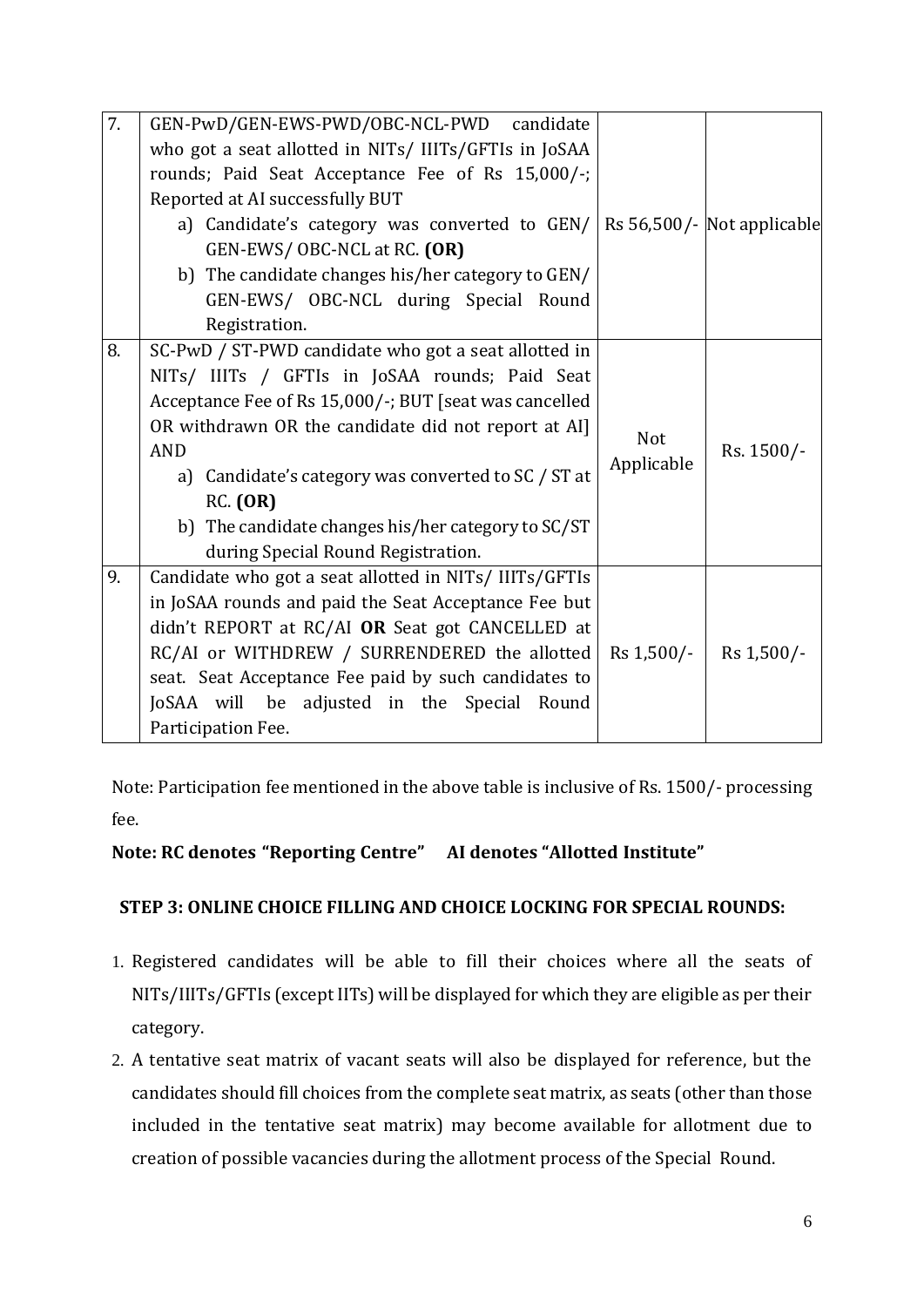| 7. | GEN-PwD/GEN-EWS-PWD/OBC-NCL-PWD candidate who got a seat allotted in NITs/ IIITs/GFTIs in JoSAA rounds; Paid Seat Acceptance Fee of Rs 15,000/-; Reported at AI successfully BUT<br>a) Candidate's category was converted to GEN/ GEN-EWS/ OBC-NCL at RC. **(OR)**<br>b) The candidate changes his/her category to GEN/ GEN-EWS/ OBC-NCL during Special Round Registration. | Rs 56,500/- | Not applicable |
|---|---|---|---|
| 8. | SC-PwD / ST-PWD candidate who got a seat allotted in NITs/ IIITs / GFTIs in JoSAA rounds; Paid Seat Acceptance Fee of Rs 15,000/-; BUT [seat was cancelled OR withdrawn OR the candidate did not report at AI] AND<br>a) Candidate's category was converted to SC / ST at RC. **(OR)**<br>b) The candidate changes his/her category to SC/ST during Special Round Registration. | Not Applicable | Rs. 1500/- |
| 9. | Candidate who got a seat allotted in NITs/ IIITs/GFTIs in JoSAA rounds and paid the Seat Acceptance Fee but didn't REPORT at RC/AI **OR** Seat got CANCELLED at RC/AI or WITHDREW / SURRENDERED the allotted seat. Seat Acceptance Fee paid by such candidates to JoSAA will be adjusted in the Special Round Participation Fee. | Rs 1,500/- | Rs 1,500/- |

Note: Participation fee mentioned in the above table is inclusive of Rs. 1500/- processing fee.

**Note: RC denotes "Reporting Centre" AI denotes "Allotted Institute"**

**STEP 3: ONLINE CHOICE FILLING AND CHOICE LOCKING FOR SPECIAL ROUNDS:**

1. Registered candidates will be able to fill their choices where all the seats of NITs/IIITs/GFTIs (except IITs) will be displayed for which they are eligible as per their category.
2. A tentative seat matrix of vacant seats will also be displayed for reference, but the candidates should fill choices from the complete seat matrix, as seats (other than those included in the tentative seat matrix) may become available for allotment due to creation of possible vacancies during the allotment process of the Special Round.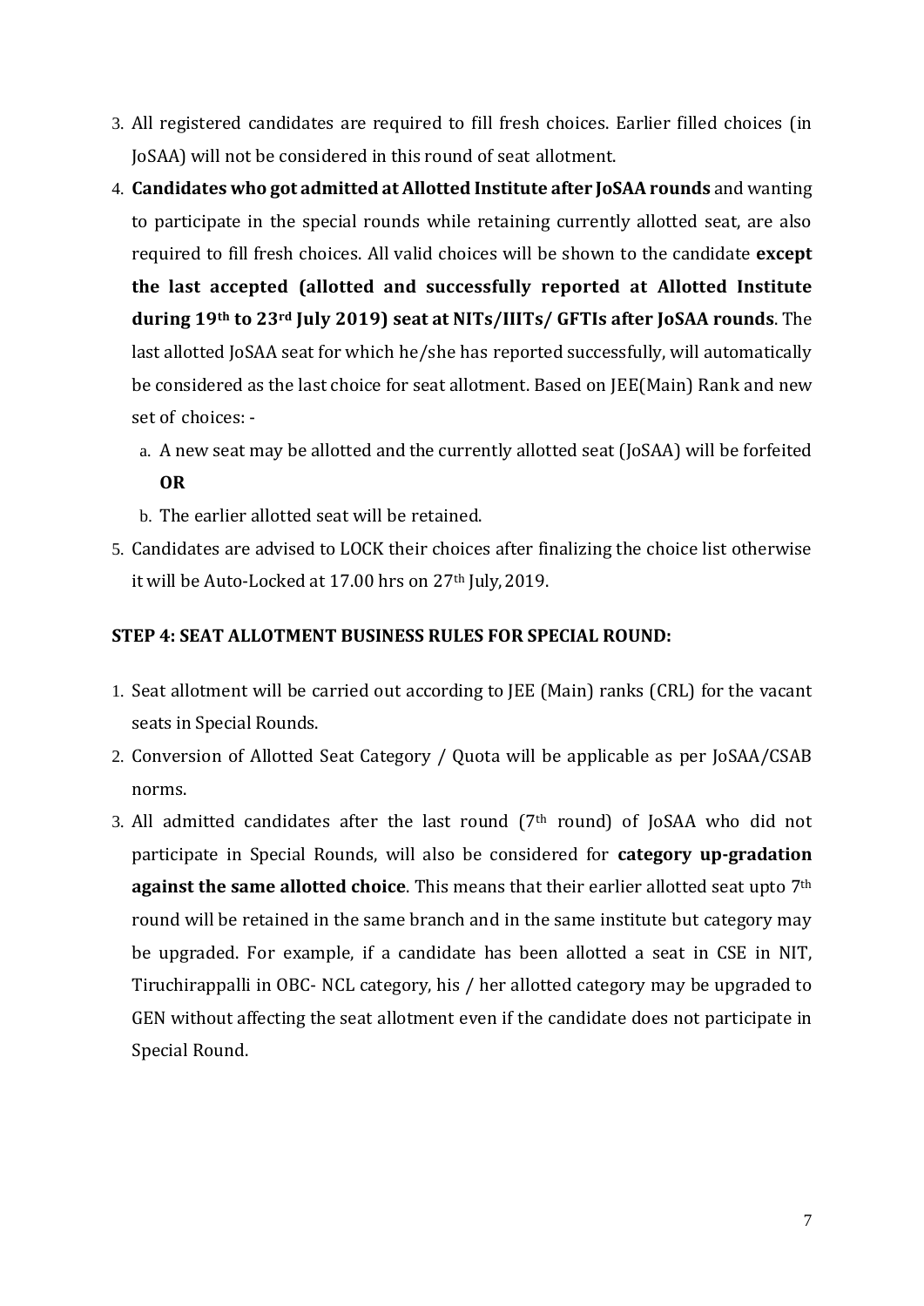3. All registered candidates are required to fill fresh choices. Earlier filled choices (in JoSAA) will not be considered in this round of seat allotment.
4. **Candidates who got admitted at Allotted Institute after JoSAA rounds** and wanting to participate in the special rounds while retaining currently allotted seat, are also required to fill fresh choices. All valid choices will be shown to the candidate **except the last accepted (allotted and successfully reported at Allotted Institute during 19th to 23rd July 2019) seat at NITs/IIITs/ GFTIs after JoSAA rounds**. The last allotted JoSAA seat for which he/she has reported successfully, will automatically be considered as the last choice for seat allotment. Based on JEE(Main) Rank and new set of choices: -
   a. A new seat may be allotted and the currently allotted seat (JoSAA) will be forfeited **OR**
   b. The earlier allotted seat will be retained.
5. Candidates are advised to LOCK their choices after finalizing the choice list otherwise it will be Auto-Locked at 17.00 hrs on 27th July, 2019.

**STEP 4: SEAT ALLOTMENT BUSINESS RULES FOR SPECIAL ROUND:**

1. Seat allotment will be carried out according to JEE (Main) ranks (CRL) for the vacant seats in Special Rounds.
2. Conversion of Allotted Seat Category / Quota will be applicable as per JoSAA/CSAB norms.
3. All admitted candidates after the last round (7th round) of JoSAA who did not participate in Special Rounds, will also be considered for **category up-gradation against the same allotted choice**. This means that their earlier allotted seat upto 7th round will be retained in the same branch and in the same institute but category may be upgraded. For example, if a candidate has been allotted a seat in CSE in NIT, Tiruchirappalli in OBC- NCL category, his / her allotted category may be upgraded to GEN without affecting the seat allotment even if the candidate does not participate in Special Round.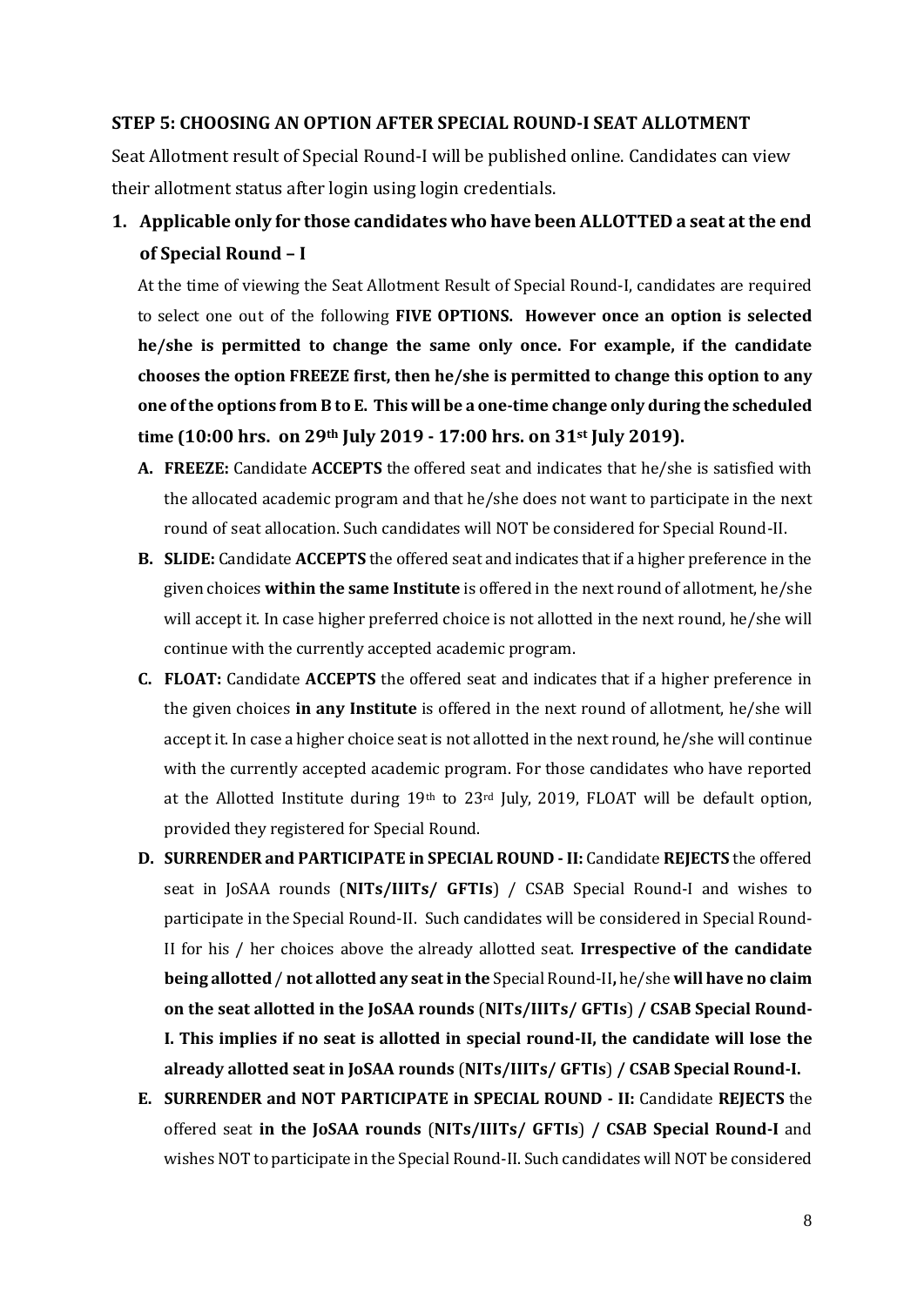**STEP 5: CHOOSING AN OPTION AFTER SPECIAL ROUND-I SEAT ALLOTMENT**

Seat Allotment result of Special Round-I will be published online. Candidates can view their allotment status after login using login credentials.

1. **Applicable only for those candidates who have been ALLOTTED a seat at the end of Special Round – I**

   At the time of viewing the Seat Allotment Result of Special Round-I, candidates are required to select one out of the following **FIVE OPTIONS. However once an option is selected he/she is permitted to change the same only once. For example, if the candidate chooses the option FREEZE first, then he/she is permitted to change this option to any one of the options from B to E. This will be a one-time change only during the scheduled time (10:00 hrs. on 29th July 2019 - 17:00 hrs. on 31st July 2019).**

   **A. FREEZE:** Candidate **ACCEPTS** the offered seat and indicates that he/she is satisfied with the allocated academic program and that he/she does not want to participate in the next round of seat allocation. Such candidates will NOT be considered for Special Round-II.

   **B. SLIDE:** Candidate **ACCEPTS** the offered seat and indicates that if a higher preference in the given choices **within the same Institute** is offered in the next round of allotment, he/she will accept it. In case higher preferred choice is not allotted in the next round, he/she will continue with the currently accepted academic program.

   **C. FLOAT:** Candidate **ACCEPTS** the offered seat and indicates that if a higher preference in the given choices **in any Institute** is offered in the next round of allotment, he/she will accept it. In case a higher choice seat is not allotted in the next round, he/she will continue with the currently accepted academic program. For those candidates who have reported at the Allotted Institute during 19th to 23rd July, 2019, FLOAT will be default option, provided they registered for Special Round.

   **D. SURRENDER and PARTICIPATE in SPECIAL ROUND - II:** Candidate **REJECTS** the offered seat in JoSAA rounds (**NITs/IIITs/ GFTIs**) / CSAB Special Round-I and wishes to participate in the Special Round-II. Such candidates will be considered in Special Round-II for his / her choices above the already allotted seat. **Irrespective of the candidate being allotted / not allotted any seat in the** Special Round-II**,** he/she **will have no claim on the seat allotted in the JoSAA rounds** (**NITs/IIITs/ GFTIs**) **/ CSAB Special Round-I. This implies if no seat is allotted in special round-II, the candidate will lose the already allotted seat in JoSAA rounds** (**NITs/IIITs/ GFTIs**) **/ CSAB Special Round-I.**

   **E. SURRENDER and NOT PARTICIPATE in SPECIAL ROUND - II:** Candidate **REJECTS** the offered seat **in the JoSAA rounds** (**NITs/IIITs/ GFTIs**) **/ CSAB Special Round-I** and wishes NOT to participate in the Special Round-II. Such candidates will NOT be considered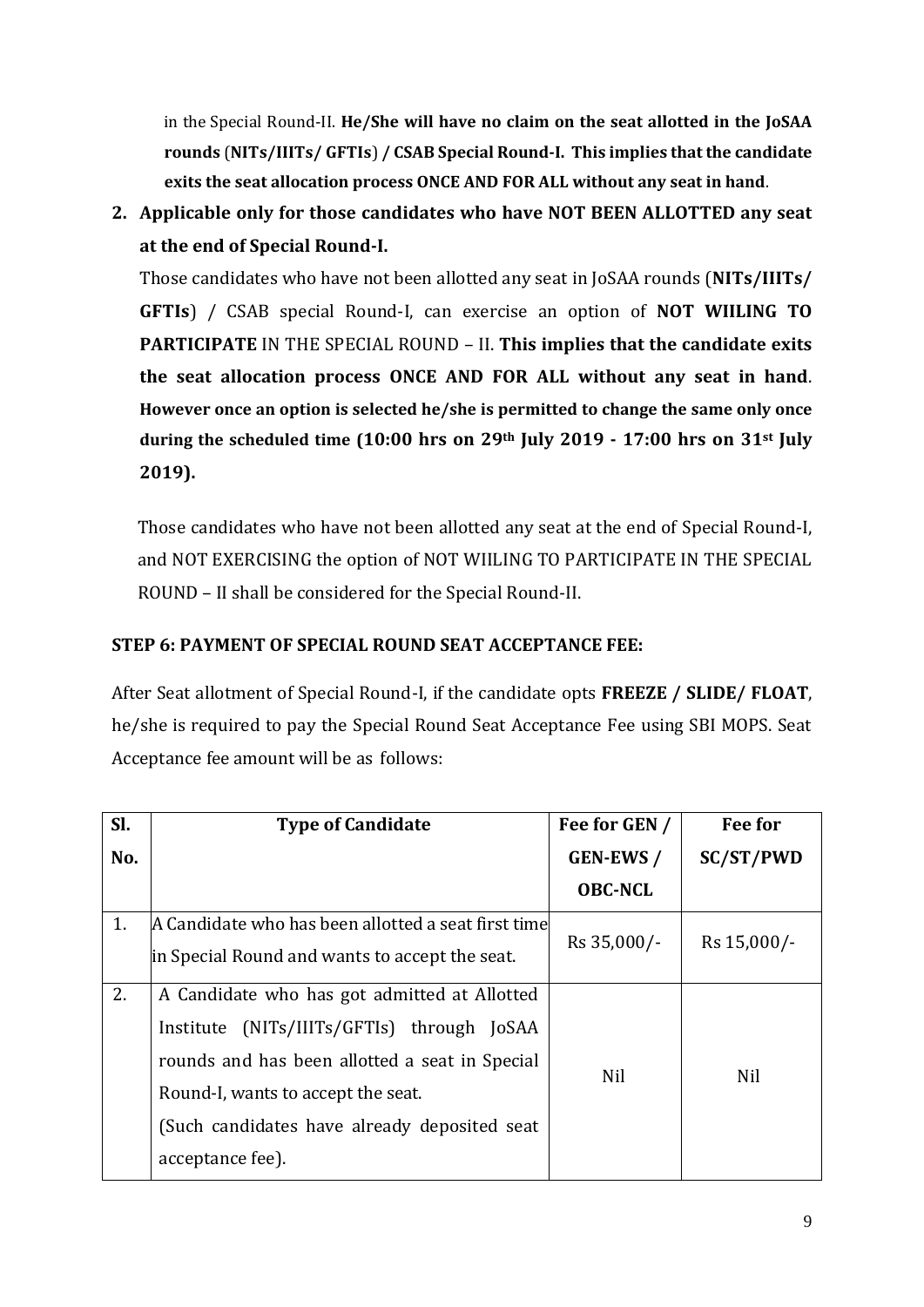in the Special Round-II. **He/She will have no claim on the seat allotted in the JoSAA rounds** (**NITs/IIITs/ GFTIs**) **/ CSAB Special Round-I. This implies that the candidate exits the seat allocation process ONCE AND FOR ALL without any seat in hand**.

**2. Applicable only for those candidates who have NOT BEEN ALLOTTED any seat at the end of Special Round-I.**

Those candidates who have not been allotted any seat in JoSAA rounds (**NITs/IIITs/ GFTIs**) / CSAB special Round-I, can exercise an option of **NOT WIILING TO PARTICIPATE** IN THE SPECIAL ROUND – II. **This implies that the candidate exits the seat allocation process ONCE AND FOR ALL without any seat in hand**. **However once an option is selected he/she is permitted to change the same only once during the scheduled time (10:00 hrs on 29th July 2019 - 17:00 hrs on 31st July 2019).**

Those candidates who have not been allotted any seat at the end of Special Round-I, and NOT EXERCISING the option of NOT WIILING TO PARTICIPATE IN THE SPECIAL ROUND – II shall be considered for the Special Round-II.

**STEP 6: PAYMENT OF SPECIAL ROUND SEAT ACCEPTANCE FEE:**

After Seat allotment of Special Round-I, if the candidate opts **FREEZE / SLIDE/ FLOAT**, he/she is required to pay the Special Round Seat Acceptance Fee using SBI MOPS. Seat Acceptance fee amount will be as follows:

| Sl. No. | Type of Candidate | Fee for GEN / GEN-EWS / OBC-NCL | Fee for SC/ST/PWD |
|---|---|---|---|
| 1. | A Candidate who has been allotted a seat first time in Special Round and wants to accept the seat. | Rs 35,000/- | Rs 15,000/- |
| 2. | A Candidate who has got admitted at Allotted Institute (NITs/IIITs/GFTIs) through JoSAA rounds and has been allotted a seat in Special Round-I, wants to accept the seat. (Such candidates have already deposited seat acceptance fee). | Nil | Nil |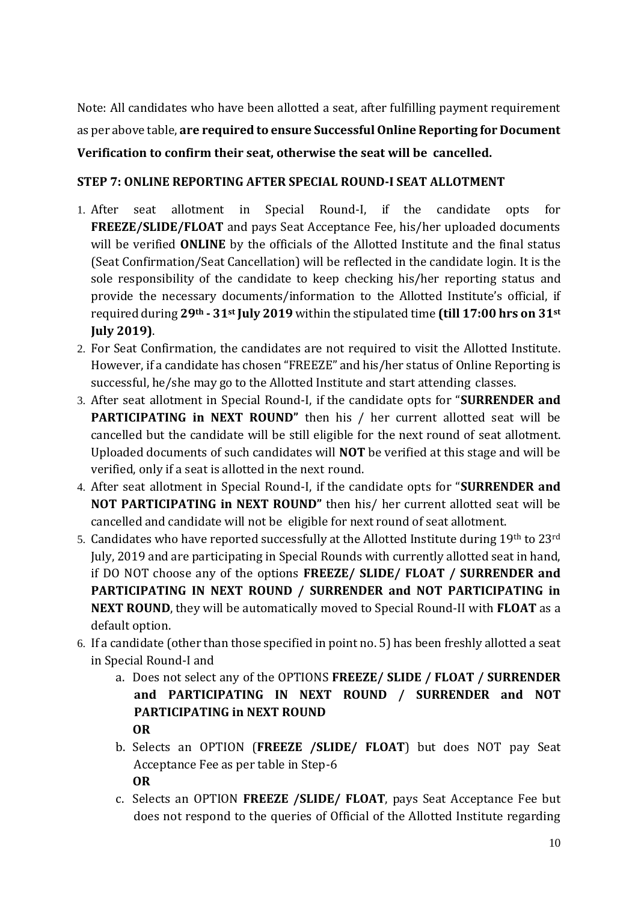Note: All candidates who have been allotted a seat, after fulfilling payment requirement as per above table, **are required to ensure Successful Online Reporting for Document Verification to confirm their seat, otherwise the seat will be cancelled.**

### STEP 7: ONLINE REPORTING AFTER SPECIAL ROUND-I SEAT ALLOTMENT

1. After seat allotment in Special Round-I, if the candidate opts for **FREEZE/SLIDE/FLOAT** and pays Seat Acceptance Fee, his/her uploaded documents will be verified **ONLINE** by the officials of the Allotted Institute and the final status (Seat Confirmation/Seat Cancellation) will be reflected in the candidate login. It is the sole responsibility of the candidate to keep checking his/her reporting status and provide the necessary documents/information to the Allotted Institute's official, if required during **29th - 31st July 2019** within the stipulated time **(till 17:00 hrs on 31st July 2019)**.
2. For Seat Confirmation, the candidates are not required to visit the Allotted Institute. However, if a candidate has chosen "FREEZE" and his/her status of Online Reporting is successful, he/she may go to the Allotted Institute and start attending classes.
3. After seat allotment in Special Round-I, if the candidate opts for "**SURRENDER and PARTICIPATING in NEXT ROUND**" then his / her current allotted seat will be cancelled but the candidate will be still eligible for the next round of seat allotment. Uploaded documents of such candidates will **NOT** be verified at this stage and will be verified, only if a seat is allotted in the next round.
4. After seat allotment in Special Round-I, if the candidate opts for "**SURRENDER and NOT PARTICIPATING in NEXT ROUND**" then his/ her current allotted seat will be cancelled and candidate will not be eligible for next round of seat allotment.
5. Candidates who have reported successfully at the Allotted Institute during 19th to 23rd July, 2019 and are participating in Special Rounds with currently allotted seat in hand, if DO NOT choose any of the options **FREEZE/ SLIDE/ FLOAT / SURRENDER and PARTICIPATING IN NEXT ROUND / SURRENDER and NOT PARTICIPATING in NEXT ROUND**, they will be automatically moved to Special Round-II with **FLOAT** as a default option.
6. If a candidate (other than those specified in point no. 5) has been freshly allotted a seat in Special Round-I and
   a. Does not select any of the OPTIONS **FREEZE/ SLIDE / FLOAT / SURRENDER and PARTICIPATING IN NEXT ROUND / SURRENDER and NOT PARTICIPATING in NEXT ROUND**

      **OR**
   b. Selects an OPTION (**FREEZE /SLIDE/ FLOAT**) but does NOT pay Seat Acceptance Fee as per table in Step-6

      **OR**
   c. Selects an OPTION **FREEZE /SLIDE/ FLOAT**, pays Seat Acceptance Fee but does not respond to the queries of Official of the Allotted Institute regarding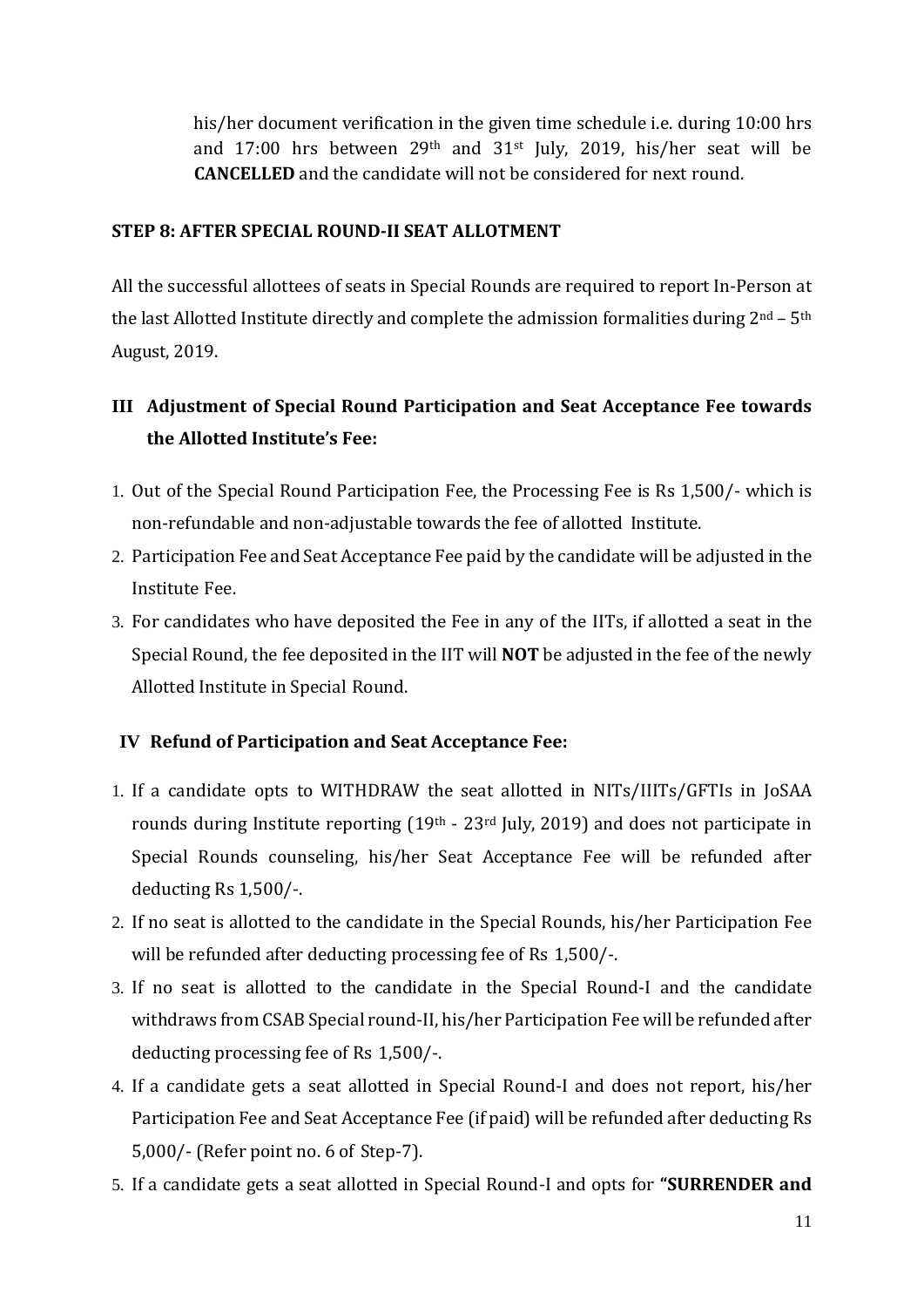his/her document verification in the given time schedule i.e. during 10:00 hrs and 17:00 hrs between 29th and 31st July, 2019, his/her seat will be **CANCELLED** and the candidate will not be considered for next round.

**STEP 8: AFTER SPECIAL ROUND-II SEAT ALLOTMENT**

All the successful allottees of seats in Special Rounds are required to report In-Person at the last Allotted Institute directly and complete the admission formalities during 2nd – 5th August, 2019.

## III Adjustment of Special Round Participation and Seat Acceptance Fee towards the Allotted Institute's Fee:

1. Out of the Special Round Participation Fee, the Processing Fee is Rs 1,500/- which is non-refundable and non-adjustable towards the fee of allotted Institute.
2. Participation Fee and Seat Acceptance Fee paid by the candidate will be adjusted in the Institute Fee.
3. For candidates who have deposited the Fee in any of the IITs, if allotted a seat in the Special Round, the fee deposited in the IIT will **NOT** be adjusted in the fee of the newly Allotted Institute in Special Round.

## IV Refund of Participation and Seat Acceptance Fee:

1. If a candidate opts to WITHDRAW the seat allotted in NITs/IIITs/GFTIs in JoSAA rounds during Institute reporting (19th - 23rd July, 2019) and does not participate in Special Rounds counseling, his/her Seat Acceptance Fee will be refunded after deducting Rs 1,500/-.
2. If no seat is allotted to the candidate in the Special Rounds, his/her Participation Fee will be refunded after deducting processing fee of Rs 1,500/-.
3. If no seat is allotted to the candidate in the Special Round-I and the candidate withdraws from CSAB Special round-II, his/her Participation Fee will be refunded after deducting processing fee of Rs 1,500/-.
4. If a candidate gets a seat allotted in Special Round-I and does not report, his/her Participation Fee and Seat Acceptance Fee (if paid) will be refunded after deducting Rs 5,000/- (Refer point no. 6 of Step-7).
5. If a candidate gets a seat allotted in Special Round-I and opts for **"SURRENDER and**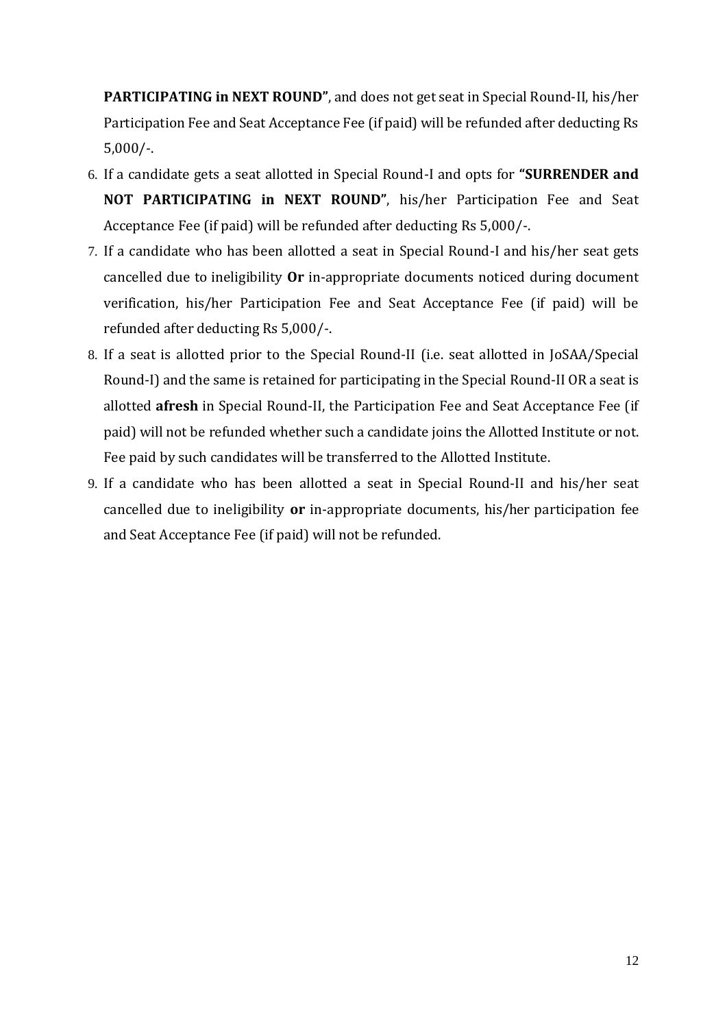**PARTICIPATING in NEXT ROUND"**, and does not get seat in Special Round-II, his/her Participation Fee and Seat Acceptance Fee (if paid) will be refunded after deducting Rs 5,000/-.

6. If a candidate gets a seat allotted in Special Round-I and opts for **"SURRENDER and NOT PARTICIPATING in NEXT ROUND"**, his/her Participation Fee and Seat Acceptance Fee (if paid) will be refunded after deducting Rs 5,000/-.
7. If a candidate who has been allotted a seat in Special Round-I and his/her seat gets cancelled due to ineligibility **Or** in-appropriate documents noticed during document verification, his/her Participation Fee and Seat Acceptance Fee (if paid) will be refunded after deducting Rs 5,000/-.
8. If a seat is allotted prior to the Special Round-II (i.e. seat allotted in JoSAA/Special Round-I) and the same is retained for participating in the Special Round-II OR a seat is allotted **afresh** in Special Round-II, the Participation Fee and Seat Acceptance Fee (if paid) will not be refunded whether such a candidate joins the Allotted Institute or not. Fee paid by such candidates will be transferred to the Allotted Institute.
9. If a candidate who has been allotted a seat in Special Round-II and his/her seat cancelled due to ineligibility **or** in-appropriate documents, his/her participation fee and Seat Acceptance Fee (if paid) will not be refunded.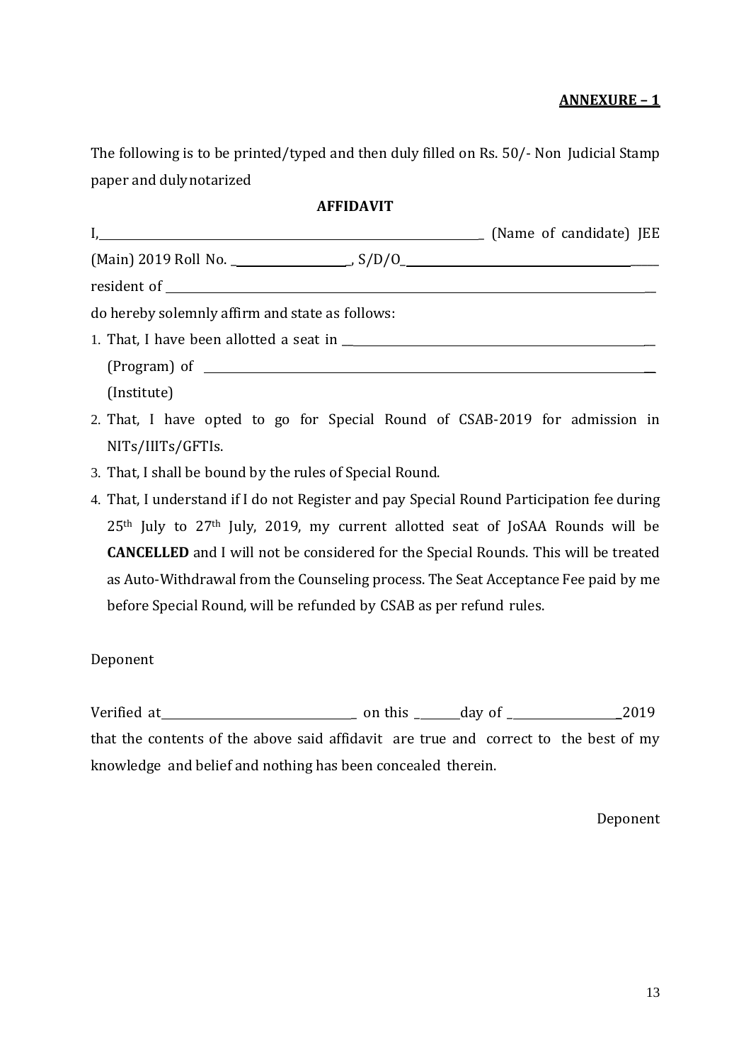**ANNEXURE – 1**

The following is to be printed/typed and then duly filled on Rs. 50/- Non Judicial Stamp paper and duly notarized

**AFFIDAVIT**

I,\_\_\_\_\_\_\_\_\_\_\_\_\_\_\_\_\_\_\_\_\_\_\_\_\_\_\_\_\_\_\_\_\_\_\_\_\_\_\_\_\_\_\_\_\_\_\_\_\_\_\_\_\_\_\_\_\_ (Name of candidate) JEE (Main) 2019 Roll No. \_\_\_\_\_\_\_\_\_\_\_\_\_\_\_\_\_\_\_\_, S/D/O\_\_\_\_\_\_\_\_\_\_\_\_\_\_\_\_\_\_\_\_\_\_\_\_\_\_\_\_\_\_\_\_\_\_\_\_\_\_\_\_\_\_\_\_ resident of \_\_\_\_\_\_\_\_\_\_\_\_\_\_\_\_\_\_\_\_\_\_\_\_\_\_\_\_\_\_\_\_\_\_\_\_\_\_\_\_\_\_\_\_\_\_\_\_\_\_\_\_\_\_\_\_\_\_\_\_\_\_\_\_\_\_\_\_\_\_\_\_\_\_\_

do hereby solemnly affirm and state as follows:

1. That, I have been allotted a seat in \_\_\_\_\_\_\_\_\_\_\_\_\_\_\_\_\_\_\_\_\_\_\_\_\_\_\_\_\_\_\_\_\_\_\_\_\_\_\_\_\_\_\_\_\_\_\_\_\_\_\_ (Program) of \_\_\_\_\_\_\_\_\_\_\_\_\_\_\_\_\_\_\_\_\_\_\_\_\_\_\_\_\_\_\_\_\_\_\_\_\_\_\_\_\_\_\_\_\_\_\_\_\_\_\_\_\_\_\_\_\_\_\_\_\_\_\_\_\_\_\_ (Institute)
2. That, I have opted to go for Special Round of CSAB-2019 for admission in NITs/IIITs/GFTIs.
3. That, I shall be bound by the rules of Special Round.
4. That, I understand if I do not Register and pay Special Round Participation fee during 25th July to 27th July, 2019, my current allotted seat of JoSAA Rounds will be **CANCELLED** and I will not be considered for the Special Rounds. This will be treated as Auto-Withdrawal from the Counseling process. The Seat Acceptance Fee paid by me before Special Round, will be refunded by CSAB as per refund rules.

Deponent

Verified at\_\_\_\_\_\_\_\_\_\_\_\_\_\_\_\_\_\_\_\_\_\_\_\_\_\_\_\_\_\_\_\_\_ on this \_\_\_\_\_\_\_day of \_\_\_\_\_\_\_\_\_\_\_\_\_\_\_\_\_\_\_2019 that the contents of the above said affidavit are true and correct to the best of my knowledge and belief and nothing has been concealed therein.

Deponent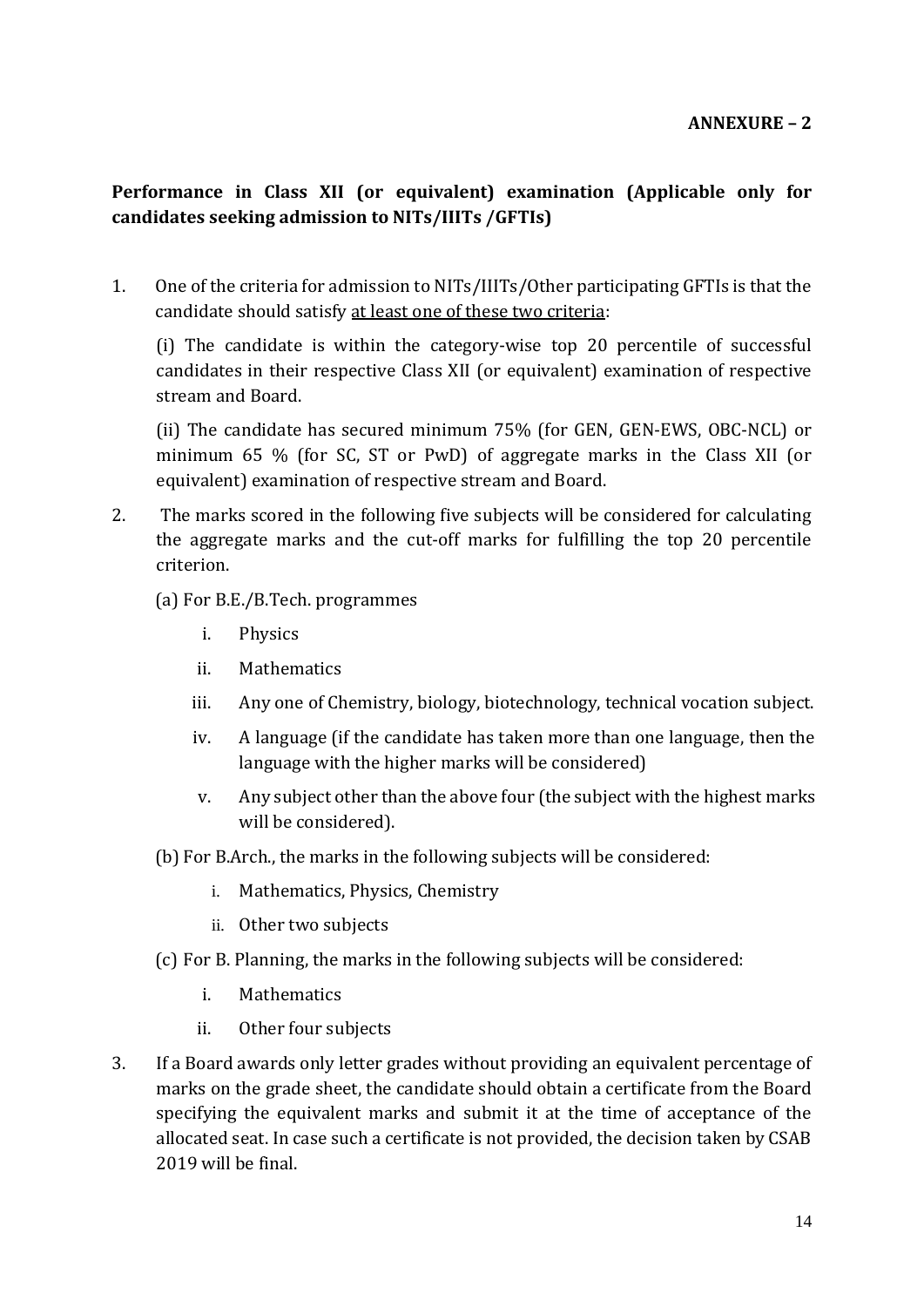**ANNEXURE – 2**

**Performance in Class XII (or equivalent) examination (Applicable only for candidates seeking admission to NITs/IIITs /GFTIs)**

1. One of the criteria for admission to NITs/IIITs/Other participating GFTIs is that the candidate should satisfy <u>at least one of these two criteria</u>:

   (i) The candidate is within the category-wise top 20 percentile of successful candidates in their respective Class XII (or equivalent) examination of respective stream and Board.

   (ii) The candidate has secured minimum 75% (for GEN, GEN-EWS, OBC-NCL) or minimum 65 % (for SC, ST or PwD) of aggregate marks in the Class XII (or equivalent) examination of respective stream and Board.

2. The marks scored in the following five subjects will be considered for calculating the aggregate marks and the cut-off marks for fulfilling the top 20 percentile criterion.

   (a) For B.E./B.Tech. programmes

   i. Physics
   ii. Mathematics
   iii. Any one of Chemistry, biology, biotechnology, technical vocation subject.
   iv. A language (if the candidate has taken more than one language, then the language with the higher marks will be considered)
   v. Any subject other than the above four (the subject with the highest marks will be considered).

   (b) For B.Arch., the marks in the following subjects will be considered:

   i. Mathematics, Physics, Chemistry
   ii. Other two subjects

   (c) For B. Planning, the marks in the following subjects will be considered:

   i. Mathematics
   ii. Other four subjects

3. If a Board awards only letter grades without providing an equivalent percentage of marks on the grade sheet, the candidate should obtain a certificate from the Board specifying the equivalent marks and submit it at the time of acceptance of the allocated seat. In case such a certificate is not provided, the decision taken by CSAB 2019 will be final.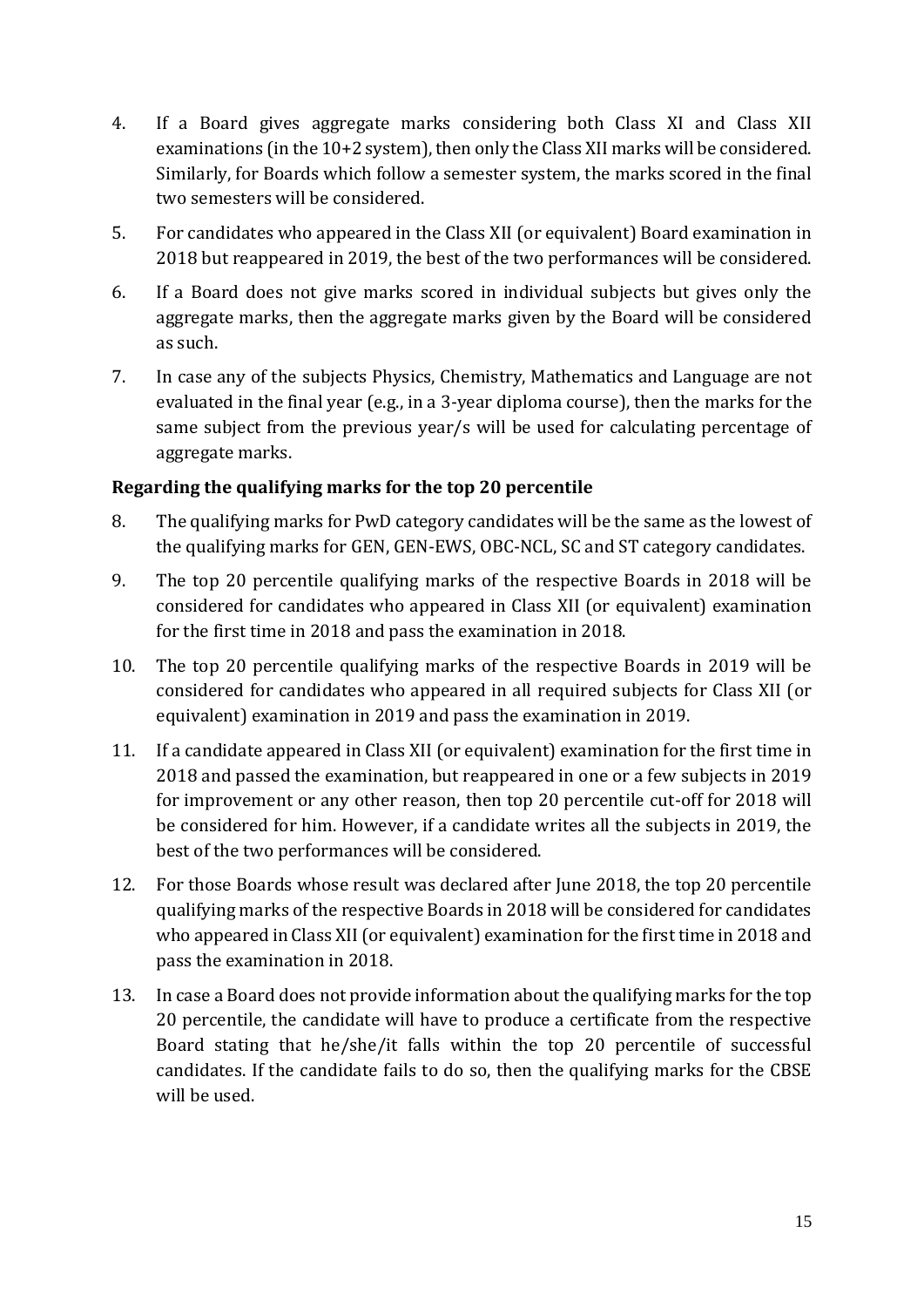4. If a Board gives aggregate marks considering both Class XI and Class XII examinations (in the 10+2 system), then only the Class XII marks will be considered. Similarly, for Boards which follow a semester system, the marks scored in the final two semesters will be considered.

5. For candidates who appeared in the Class XII (or equivalent) Board examination in 2018 but reappeared in 2019, the best of the two performances will be considered.

6. If a Board does not give marks scored in individual subjects but gives only the aggregate marks, then the aggregate marks given by the Board will be considered as such.

7. In case any of the subjects Physics, Chemistry, Mathematics and Language are not evaluated in the final year (e.g., in a 3-year diploma course), then the marks for the same subject from the previous year/s will be used for calculating percentage of aggregate marks.

**Regarding the qualifying marks for the top 20 percentile**

8. The qualifying marks for PwD category candidates will be the same as the lowest of the qualifying marks for GEN, GEN-EWS, OBC-NCL, SC and ST category candidates.

9. The top 20 percentile qualifying marks of the respective Boards in 2018 will be considered for candidates who appeared in Class XII (or equivalent) examination for the first time in 2018 and pass the examination in 2018.

10. The top 20 percentile qualifying marks of the respective Boards in 2019 will be considered for candidates who appeared in all required subjects for Class XII (or equivalent) examination in 2019 and pass the examination in 2019.

11. If a candidate appeared in Class XII (or equivalent) examination for the first time in 2018 and passed the examination, but reappeared in one or a few subjects in 2019 for improvement or any other reason, then top 20 percentile cut-off for 2018 will be considered for him. However, if a candidate writes all the subjects in 2019, the best of the two performances will be considered.

12. For those Boards whose result was declared after June 2018, the top 20 percentile qualifying marks of the respective Boards in 2018 will be considered for candidates who appeared in Class XII (or equivalent) examination for the first time in 2018 and pass the examination in 2018.

13. In case a Board does not provide information about the qualifying marks for the top 20 percentile, the candidate will have to produce a certificate from the respective Board stating that he/she/it falls within the top 20 percentile of successful candidates. If the candidate fails to do so, then the qualifying marks for the CBSE will be used.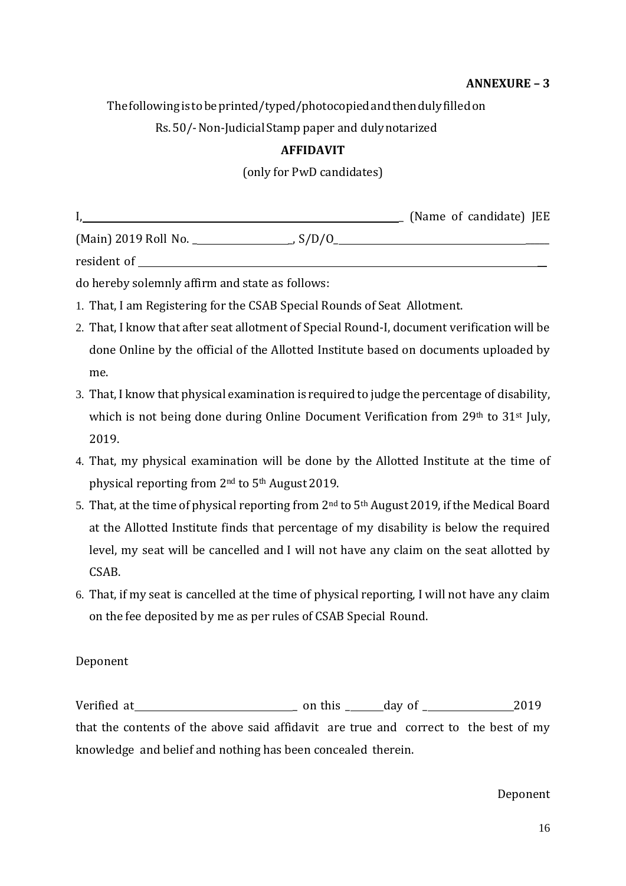**ANNEXURE – 3**

The following is to be printed/typed/photocopied and then duly filled on Rs. 50/- Non-Judicial Stamp paper and duly notarized

**AFFIDAVIT**

(only for PwD candidates)

I,_________________________________________________ (Name of candidate) JEE (Main) 2019 Roll No. ________________, S/D/O_____________________________________ resident of ___________________________________________________________________

do hereby solemnly affirm and state as follows:

1. That, I am Registering for the CSAB Special Rounds of Seat Allotment.
2. That, I know that after seat allotment of Special Round-I, document verification will be done Online by the official of the Allotted Institute based on documents uploaded by me.
3. That, I know that physical examination is required to judge the percentage of disability, which is not being done during Online Document Verification from 29th to 31st July, 2019.
4. That, my physical examination will be done by the Allotted Institute at the time of physical reporting from 2nd to 5th August 2019.
5. That, at the time of physical reporting from 2nd to 5th August 2019, if the Medical Board at the Allotted Institute finds that percentage of my disability is below the required level, my seat will be cancelled and I will not have any claim on the seat allotted by CSAB.
6. That, if my seat is cancelled at the time of physical reporting, I will not have any claim on the fee deposited by me as per rules of CSAB Special Round.

Deponent

Verified at______________________________ on this ________day of ________________2019 that the contents of the above said affidavit are true and correct to the best of my knowledge and belief and nothing has been concealed therein.

Deponent